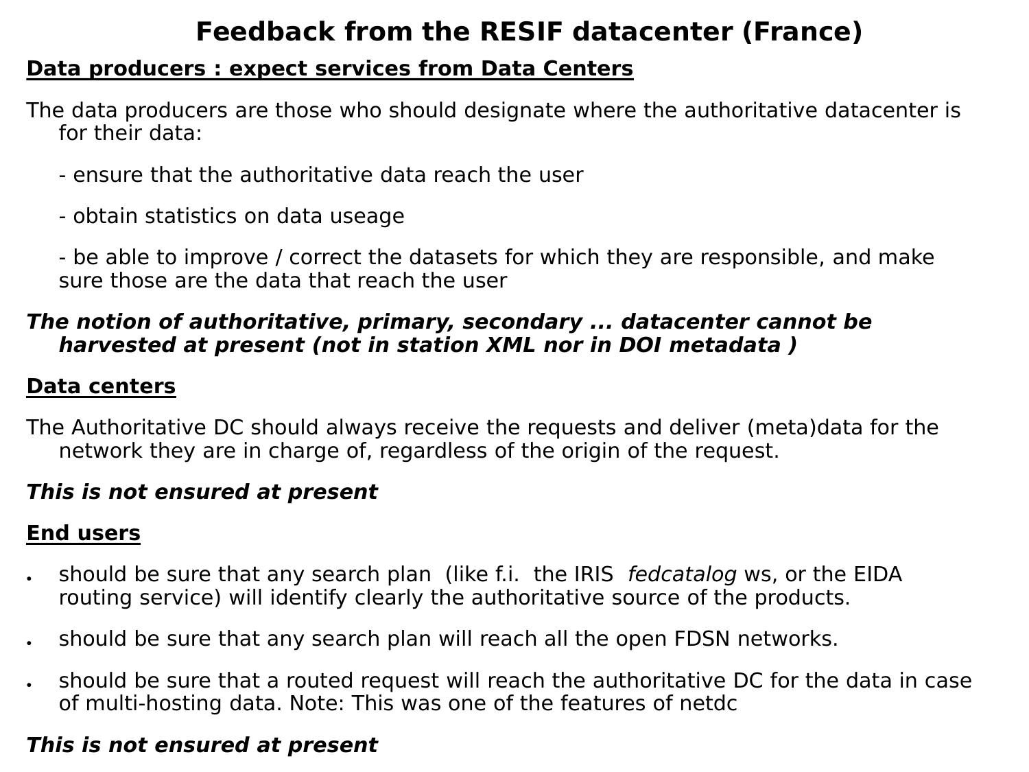# Feedback from the RESIF datacenter (France)

**Data producers : expect services from Data Centers**

The data producers are those who should designate where the authoritative datacenter is for their data:

- ensure that the authoritative data reach the user
- obtain statistics on data useage
- be able to improve / correct the datasets for which they are responsible, and make sure those are the data that reach the user

***The notion of authoritative, primary, secondary ... datacenter cannot be harvested at present (not in station XML nor in DOI metadata )***

**Data centers**

The Authoritative DC should always receive the requests and deliver (meta)data for the network they are in charge of, regardless of the origin of the request.

***This is not ensured at present***

**End users**

- should be sure that any search plan (like f.i. the IRIS *fedcatalog* ws, or the EIDA routing service) will identify clearly the authoritative source of the products.
- should be sure that any search plan will reach all the open FDSN networks.
- should be sure that a routed request will reach the authoritative DC for the data in case of multi-hosting data. Note: This was one of the features of netdc

***This is not ensured at present***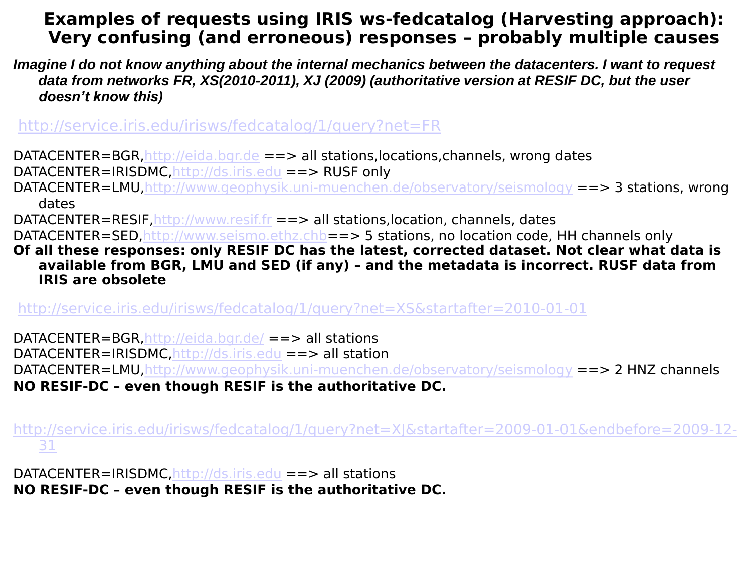# Examples of requests using IRIS ws-fedcatalog (Harvesting approach): Very confusing (and erroneous) responses – probably multiple causes

***Imagine I do not know anything about the internal mechanics between the datacenters. I want to request data from networks FR, XS(2010-2011), XJ (2009) (authoritative version at RESIF DC, but the user doesn't know this)***

http://service.iris.edu/irisws/fedcatalog/1/query?net=FR

DATACENTER=BGR,http://eida.bgr.de ==> all stations,locations,channels, wrong dates
DATACENTER=IRISDMC,http://ds.iris.edu ==> RUSF only
DATACENTER=LMU,http://www.geophysik.uni-muenchen.de/observatory/seismology ==> 3 stations, wrong dates
DATACENTER=RESIF,http://www.resif.fr ==> all stations,location, channels, dates
DATACENTER=SED,http://www.seismo.ethz.chb==> 5 stations, no location code, HH channels only
**Of all these responses: only RESIF DC has the latest, corrected dataset. Not clear what data is available from BGR, LMU and SED (if any) – and the metadata is incorrect. RUSF data from IRIS are obsolete**

http://service.iris.edu/irisws/fedcatalog/1/query?net=XS&startafter=2010-01-01

DATACENTER=BGR,http://eida.bgr.de/ ==> all stations
DATACENTER=IRISDMC,http://ds.iris.edu ==> all station
DATACENTER=LMU,http://www.geophysik.uni-muenchen.de/observatory/seismology ==> 2 HNZ channels
**NO RESIF-DC – even though RESIF is the authoritative DC.**

http://service.iris.edu/irisws/fedcatalog/1/query?net=XJ&startafter=2009-01-01&endbefore=2009-12-31

DATACENTER=IRISDMC,http://ds.iris.edu ==> all stations
**NO RESIF-DC – even though RESIF is the authoritative DC.**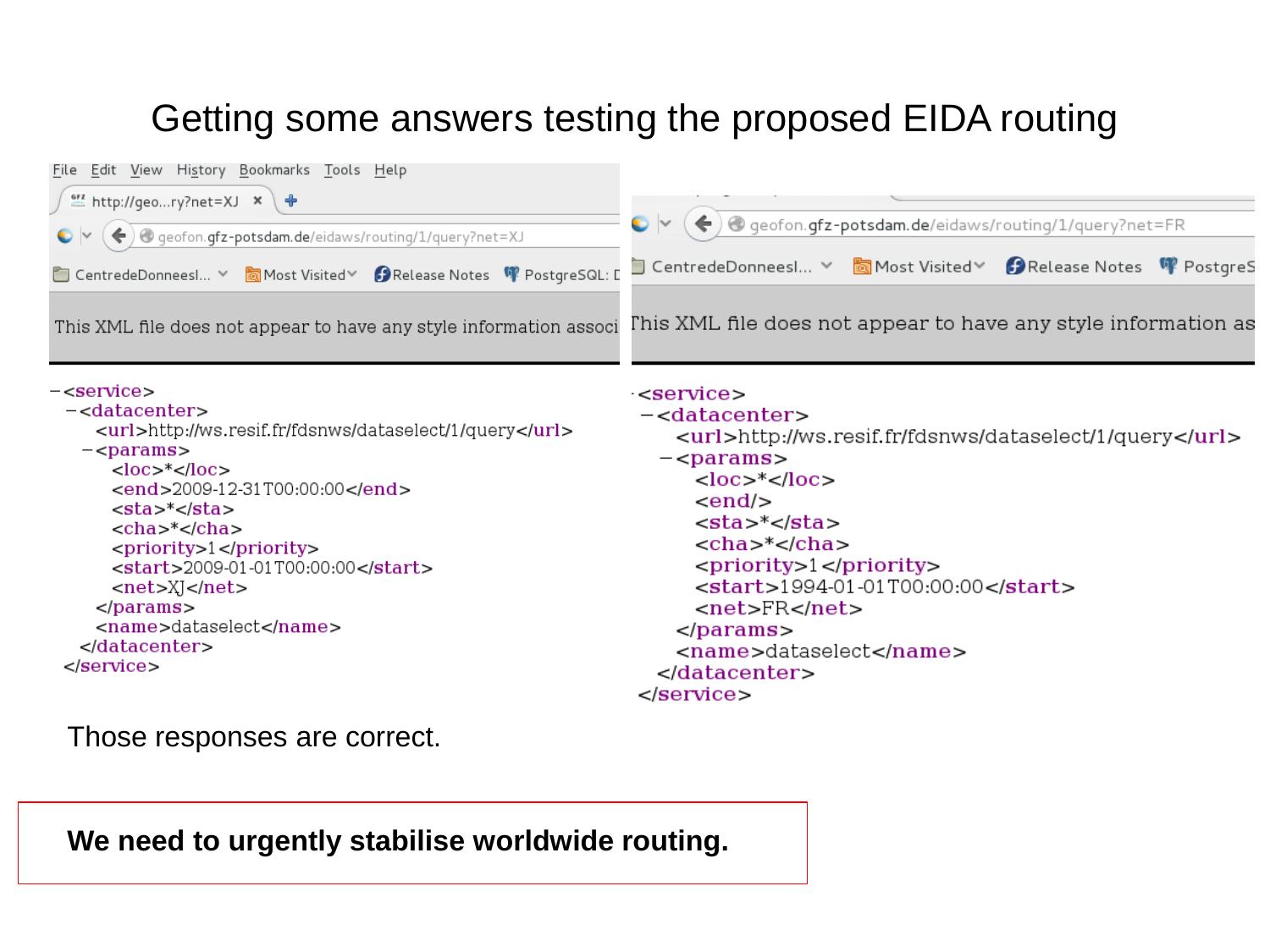# Getting some answers testing the proposed EIDA routing

File Edit View History Bookmarks Tools Help

http://geo...ry?net=XJ

geofon.gfz-potsdam.de/eidaws/routing/1/query?net=XJ

CentredeDonneesl... Most Visited Release Notes PostgreSQL: D

This XML file does not appear to have any style information associ

```
-<service>
  -<datacenter>
     <url>http://ws.resif.fr/fdsnws/dataselect/1/query</url>
    -<params>
       <loc>*</loc>
       <end>2009-12-31T00:00:00</end>
       <sta>*</sta>
       <cha>*</cha>
       <priority>1</priority>
       <start>2009-01-01T00:00:00</start>
       <net>XJ</net>
     </params>
     <name>dataselect</name>
   </datacenter>
 </service>
```

geofon.gfz-potsdam.de/eidaws/routing/1/query?net=FR

CentredeDonneesl... Most Visited Release Notes PostgreS

This XML file does not appear to have any style information as

```
-<service>
  -<datacenter>
     <url>http://ws.resif.fr/fdsnws/dataselect/1/query</url>
    -<params>
       <loc>*</loc>
       <end/>
       <sta>*</sta>
       <cha>*</cha>
       <priority>1</priority>
       <start>1994-01-01T00:00:00</start>
       <net>FR</net>
     </params>
     <name>dataselect</name>
   </datacenter>
 </service>
```

Those responses are correct.

**We need to urgently stabilise worldwide routing.**